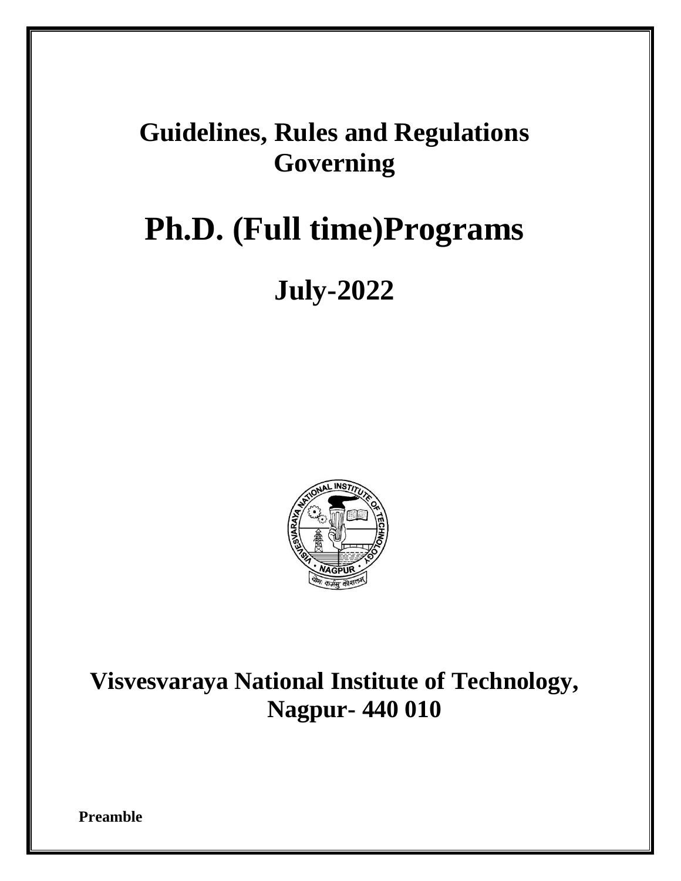# Guidelines, Rules and Regulations Governing

# Ph.D. (Full time)Programs

## July-2022

## Visvesvaraya National Institute of Technology, Nagpur- 440 010

**Preamble**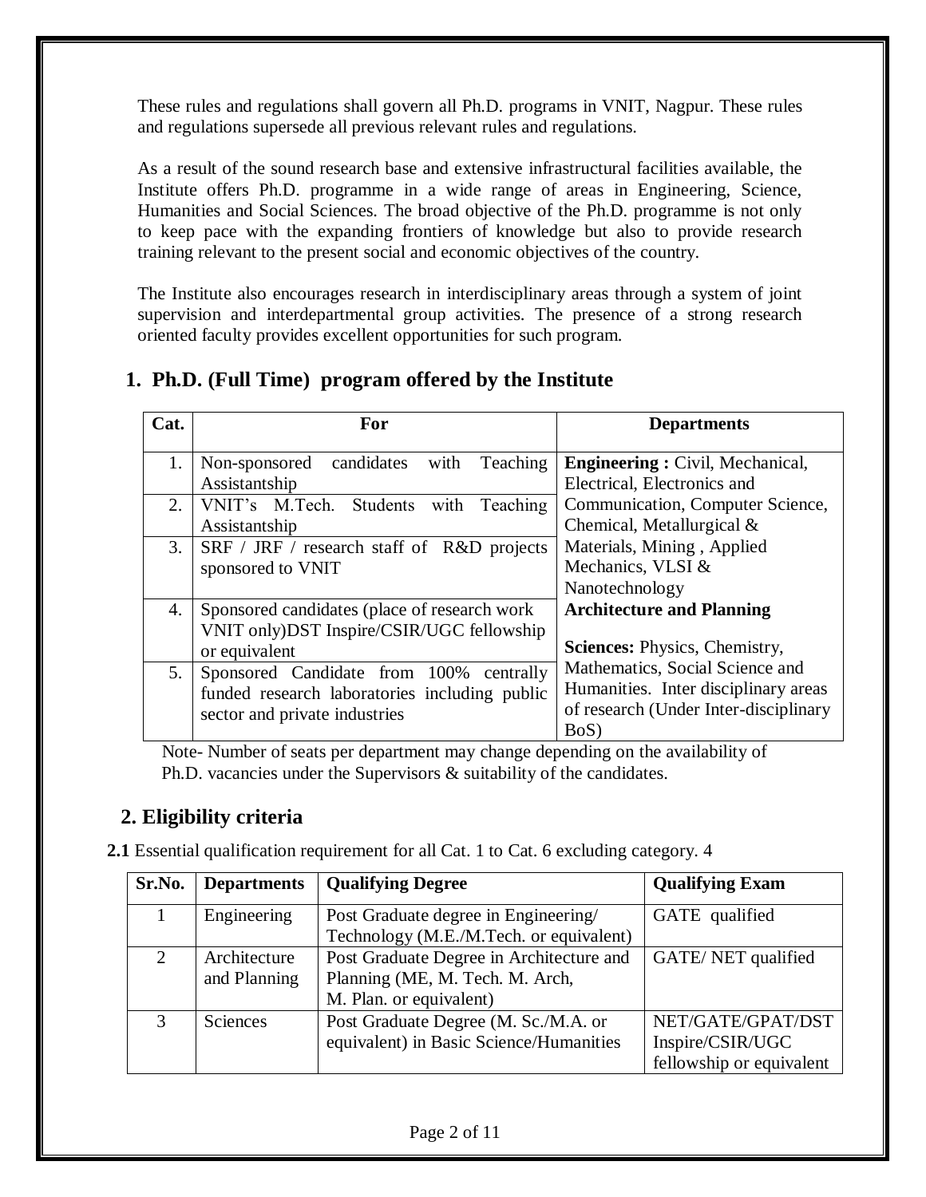These rules and regulations shall govern all Ph.D. programs in VNIT, Nagpur. These rules and regulations supersede all previous relevant rules and regulations.

As a result of the sound research base and extensive infrastructural facilities available, the Institute offers Ph.D. programme in a wide range of areas in Engineering, Science, Humanities and Social Sciences. The broad objective of the Ph.D. programme is not only to keep pace with the expanding frontiers of knowledge but also to provide research training relevant to the present social and economic objectives of the country.

The Institute also encourages research in interdisciplinary areas through a system of joint supervision and interdepartmental group activities. The presence of a strong research oriented faculty provides excellent opportunities for such program.

## 1. Ph.D. (Full Time) program offered by the Institute

| Cat. | For | Departments |
|---|---|---|
| 1. | Non-sponsored candidates with Teaching Assistantship | **Engineering :** Civil, Mechanical, Electrical, Electronics and Communication, Computer Science, Chemical, Metallurgical & Materials, Mining , Applied Mechanics, VLSI & Nanotechnology<br>**Architecture and Planning**<br>**Sciences:** Physics, Chemistry, Mathematics, Social Science and Humanities. Inter disciplinary areas of research (Under Inter-disciplinary BoS) |
| 2. | VNIT's M.Tech. Students with Teaching Assistantship | |
| 3. | SRF / JRF / research staff of R&D projects sponsored to VNIT | |
| 4. | Sponsored candidates (place of research work VNIT only)DST Inspire/CSIR/UGC fellowship or equivalent | |
| 5. | Sponsored Candidate from 100% centrally funded research laboratories including public sector and private industries | |

Note- Number of seats per department may change depending on the availability of Ph.D. vacancies under the Supervisors & suitability of the candidates.

## 2. Eligibility criteria

**2.1** Essential qualification requirement for all Cat. 1 to Cat. 6 excluding category. 4

| Sr.No. | Departments | Qualifying Degree | Qualifying Exam |
|---|---|---|---|
| 1 | Engineering | Post Graduate degree in Engineering/ Technology (M.E./M.Tech. or equivalent) | GATE qualified |
| 2 | Architecture and Planning | Post Graduate Degree in Architecture and Planning (ME, M. Tech. M. Arch, M. Plan. or equivalent) | GATE/ NET qualified |
| 3 | Sciences | Post Graduate Degree (M. Sc./M.A. or equivalent) in Basic Science/Humanities | NET/GATE/GPAT/DST Inspire/CSIR/UGC fellowship or equivalent |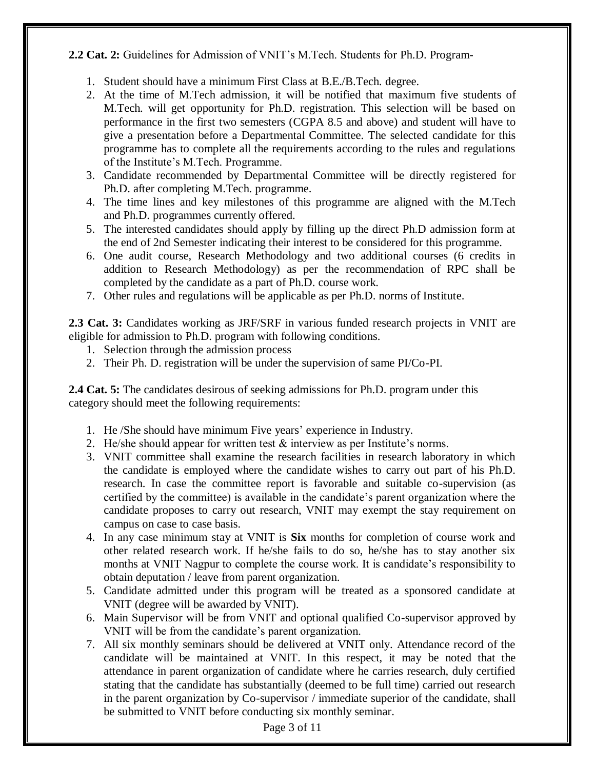**2.2 Cat. 2:** Guidelines for Admission of VNIT's M.Tech. Students for Ph.D. Program-

1. Student should have a minimum First Class at B.E./B.Tech. degree.
2. At the time of M.Tech admission, it will be notified that maximum five students of M.Tech. will get opportunity for Ph.D. registration. This selection will be based on performance in the first two semesters (CGPA 8.5 and above) and student will have to give a presentation before a Departmental Committee. The selected candidate for this programme has to complete all the requirements according to the rules and regulations of the Institute's M.Tech. Programme.
3. Candidate recommended by Departmental Committee will be directly registered for Ph.D. after completing M.Tech. programme.
4. The time lines and key milestones of this programme are aligned with the M.Tech and Ph.D. programmes currently offered.
5. The interested candidates should apply by filling up the direct Ph.D admission form at the end of 2nd Semester indicating their interest to be considered for this programme.
6. One audit course, Research Methodology and two additional courses (6 credits in addition to Research Methodology) as per the recommendation of RPC shall be completed by the candidate as a part of Ph.D. course work.
7. Other rules and regulations will be applicable as per Ph.D. norms of Institute.

**2.3 Cat. 3:** Candidates working as JRF/SRF in various funded research projects in VNIT are eligible for admission to Ph.D. program with following conditions.

1. Selection through the admission process
2. Their Ph. D. registration will be under the supervision of same PI/Co-PI.

**2.4 Cat. 5:** The candidates desirous of seeking admissions for Ph.D. program under this category should meet the following requirements:

1. He /She should have minimum Five years' experience in Industry.
2. He/she should appear for written test & interview as per Institute's norms.
3. VNIT committee shall examine the research facilities in research laboratory in which the candidate is employed where the candidate wishes to carry out part of his Ph.D. research. In case the committee report is favorable and suitable co-supervision (as certified by the committee) is available in the candidate's parent organization where the candidate proposes to carry out research, VNIT may exempt the stay requirement on campus on case to case basis.
4. In any case minimum stay at VNIT is **Six** months for completion of course work and other related research work. If he/she fails to do so, he/she has to stay another six months at VNIT Nagpur to complete the course work. It is candidate's responsibility to obtain deputation / leave from parent organization.
5. Candidate admitted under this program will be treated as a sponsored candidate at VNIT (degree will be awarded by VNIT).
6. Main Supervisor will be from VNIT and optional qualified Co-supervisor approved by VNIT will be from the candidate's parent organization.
7. All six monthly seminars should be delivered at VNIT only. Attendance record of the candidate will be maintained at VNIT. In this respect, it may be noted that the attendance in parent organization of candidate where he carries research, duly certified stating that the candidate has substantially (deemed to be full time) carried out research in the parent organization by Co-supervisor / immediate superior of the candidate, shall be submitted to VNIT before conducting six monthly seminar.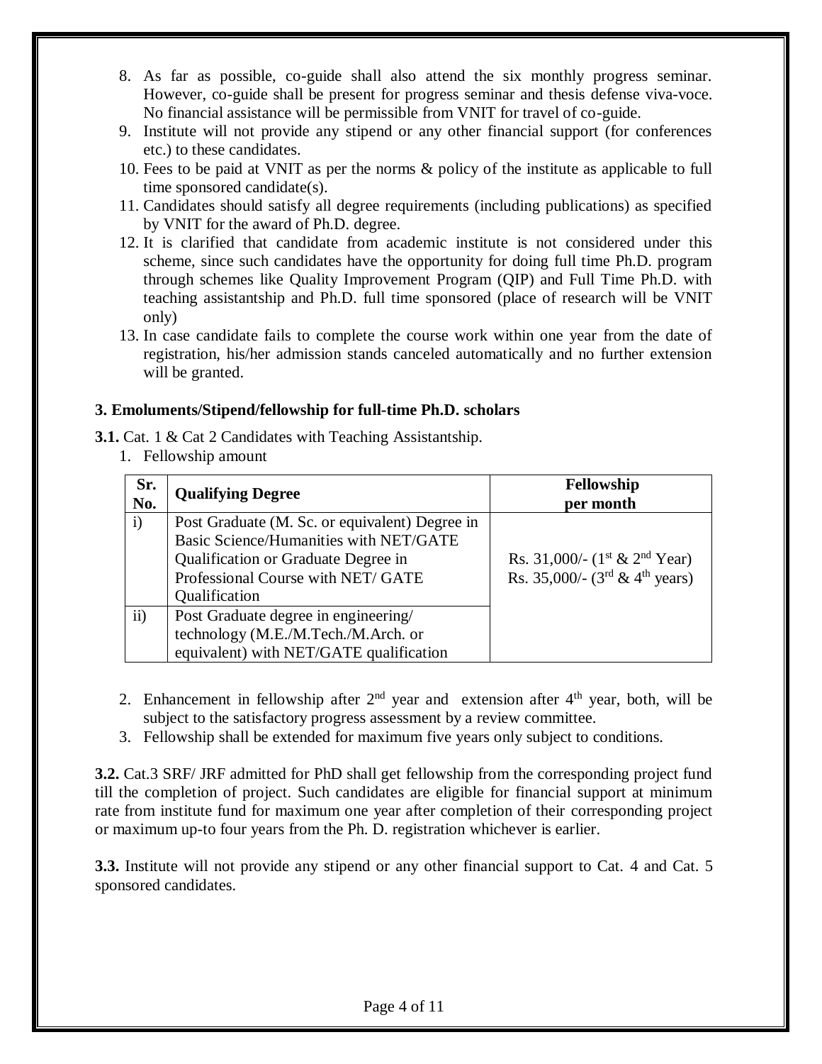8. As far as possible, co-guide shall also attend the six monthly progress seminar. However, co-guide shall be present for progress seminar and thesis defense viva-voce. No financial assistance will be permissible from VNIT for travel of co-guide.
9. Institute will not provide any stipend or any other financial support (for conferences etc.) to these candidates.
10. Fees to be paid at VNIT as per the norms & policy of the institute as applicable to full time sponsored candidate(s).
11. Candidates should satisfy all degree requirements (including publications) as specified by VNIT for the award of Ph.D. degree.
12. It is clarified that candidate from academic institute is not considered under this scheme, since such candidates have the opportunity for doing full time Ph.D. program through schemes like Quality Improvement Program (QIP) and Full Time Ph.D. with teaching assistantship and Ph.D. full time sponsored (place of research will be VNIT only)
13. In case candidate fails to complete the course work within one year from the date of registration, his/her admission stands canceled automatically and no further extension will be granted.

### 3. Emoluments/Stipend/fellowship for full-time Ph.D. scholars

**3.1.** Cat. 1 & Cat 2 Candidates with Teaching Assistantship.

1. Fellowship amount

| Sr. No. | Qualifying Degree | Fellowship per month |
|---|---|---|
| i) | Post Graduate (M. Sc. or equivalent) Degree in Basic Science/Humanities with NET/GATE Qualification or Graduate Degree in Professional Course with NET/ GATE Qualification | Rs. 31,000/- (1st & 2nd Year)<br>Rs. 35,000/- (3rd & 4th years) |
| ii) | Post Graduate degree in engineering/ technology (M.E./M.Tech./M.Arch. or equivalent) with NET/GATE qualification | |

2. Enhancement in fellowship after 2nd year and extension after 4th year, both, will be subject to the satisfactory progress assessment by a review committee.
3. Fellowship shall be extended for maximum five years only subject to conditions.

**3.2.** Cat.3 SRF/ JRF admitted for PhD shall get fellowship from the corresponding project fund till the completion of project. Such candidates are eligible for financial support at minimum rate from institute fund for maximum one year after completion of their corresponding project or maximum up-to four years from the Ph. D. registration whichever is earlier.

**3.3.** Institute will not provide any stipend or any other financial support to Cat. 4 and Cat. 5 sponsored candidates.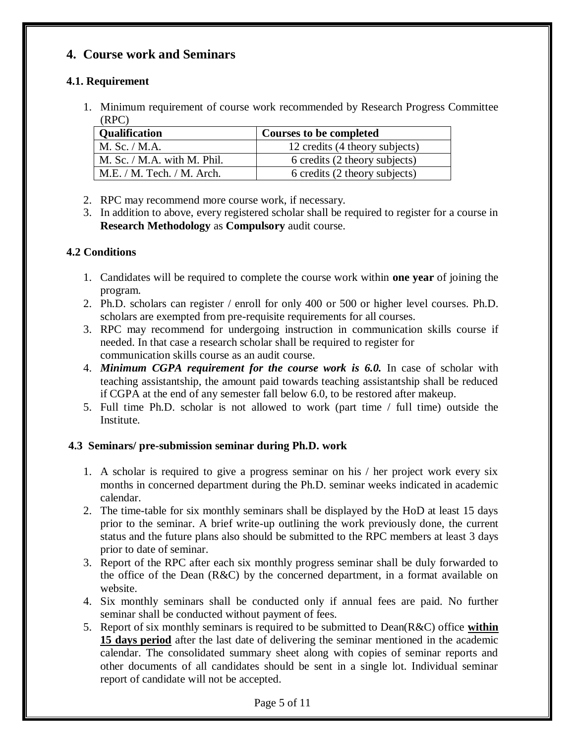## 4. Course work and Seminars

### 4.1. Requirement

1. Minimum requirement of course work recommended by Research Progress Committee (RPC)

| Qualification | Courses to be completed |
|---|---|
| M. Sc. / M.A. | 12 credits (4 theory subjects) |
| M. Sc. / M.A. with M. Phil. | 6 credits (2 theory subjects) |
| M.E. / M. Tech. / M. Arch. | 6 credits (2 theory subjects) |

2. RPC may recommend more course work, if necessary.
3. In addition to above, every registered scholar shall be required to register for a course in **Research Methodology** as **Compulsory** audit course.

### 4.2 Conditions

1. Candidates will be required to complete the course work within **one year** of joining the program.
2. Ph.D. scholars can register / enroll for only 400 or 500 or higher level courses. Ph.D. scholars are exempted from pre-requisite requirements for all courses.
3. RPC may recommend for undergoing instruction in communication skills course if needed. In that case a research scholar shall be required to register for communication skills course as an audit course.
4. ***Minimum CGPA requirement for the course work is 6.0.*** In case of scholar with teaching assistantship, the amount paid towards teaching assistantship shall be reduced if CGPA at the end of any semester fall below 6.0, to be restored after makeup.
5. Full time Ph.D. scholar is not allowed to work (part time / full time) outside the Institute.

### 4.3 Seminars/ pre-submission seminar during Ph.D. work

1. A scholar is required to give a progress seminar on his / her project work every six months in concerned department during the Ph.D. seminar weeks indicated in academic calendar.
2. The time-table for six monthly seminars shall be displayed by the HoD at least 15 days prior to the seminar. A brief write-up outlining the work previously done, the current status and the future plans also should be submitted to the RPC members at least 3 days prior to date of seminar.
3. Report of the RPC after each six monthly progress seminar shall be duly forwarded to the office of the Dean (R&C) by the concerned department, in a format available on website.
4. Six monthly seminars shall be conducted only if annual fees are paid. No further seminar shall be conducted without payment of fees.
5. Report of six monthly seminars is required to be submitted to Dean(R&C) office <u>**within 15 days period**</u> after the last date of delivering the seminar mentioned in the academic calendar. The consolidated summary sheet along with copies of seminar reports and other documents of all candidates should be sent in a single lot. Individual seminar report of candidate will not be accepted.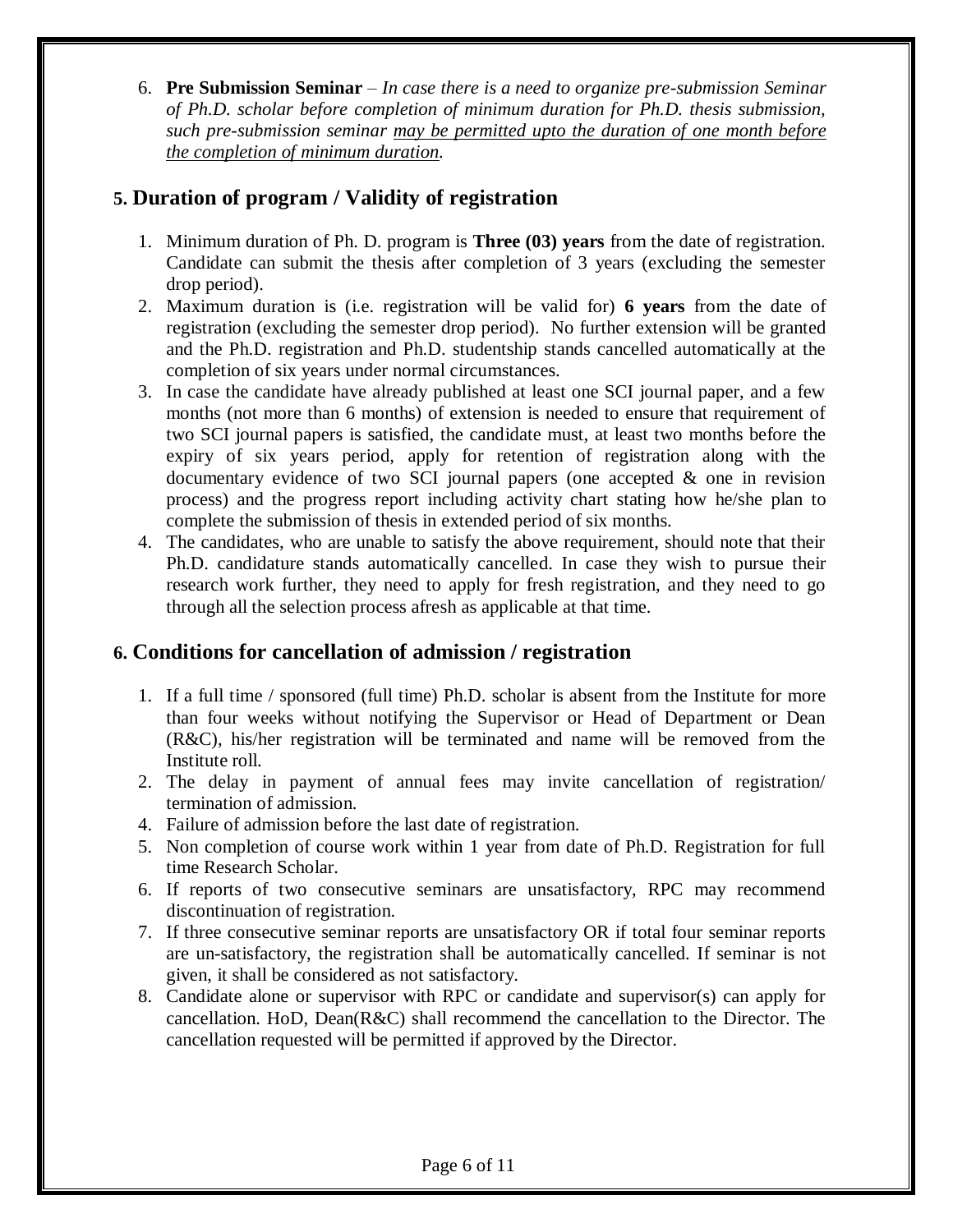6. **Pre Submission Seminar** – *In case there is a need to organize pre-submission Seminar of Ph.D. scholar before completion of minimum duration for Ph.D. thesis submission, such pre-submission seminar <u>may be permitted upto the duration of one month before the completion of minimum duration</u>.*

## 5. Duration of program / Validity of registration

1. Minimum duration of Ph. D. program is **Three (03) years** from the date of registration. Candidate can submit the thesis after completion of 3 years (excluding the semester drop period).
2. Maximum duration is (i.e. registration will be valid for) **6 years** from the date of registration (excluding the semester drop period). No further extension will be granted and the Ph.D. registration and Ph.D. studentship stands cancelled automatically at the completion of six years under normal circumstances.
3. In case the candidate have already published at least one SCI journal paper, and a few months (not more than 6 months) of extension is needed to ensure that requirement of two SCI journal papers is satisfied, the candidate must, at least two months before the expiry of six years period, apply for retention of registration along with the documentary evidence of two SCI journal papers (one accepted & one in revision process) and the progress report including activity chart stating how he/she plan to complete the submission of thesis in extended period of six months.
4. The candidates, who are unable to satisfy the above requirement, should note that their Ph.D. candidature stands automatically cancelled. In case they wish to pursue their research work further, they need to apply for fresh registration, and they need to go through all the selection process afresh as applicable at that time.

## 6. Conditions for cancellation of admission / registration

1. If a full time / sponsored (full time) Ph.D. scholar is absent from the Institute for more than four weeks without notifying the Supervisor or Head of Department or Dean (R&C), his/her registration will be terminated and name will be removed from the Institute roll.
2. The delay in payment of annual fees may invite cancellation of registration/ termination of admission.
4. Failure of admission before the last date of registration.
5. Non completion of course work within 1 year from date of Ph.D. Registration for full time Research Scholar.
6. If reports of two consecutive seminars are unsatisfactory, RPC may recommend discontinuation of registration.
7. If three consecutive seminar reports are unsatisfactory OR if total four seminar reports are un-satisfactory, the registration shall be automatically cancelled. If seminar is not given, it shall be considered as not satisfactory.
8. Candidate alone or supervisor with RPC or candidate and supervisor(s) can apply for cancellation. HoD, Dean(R&C) shall recommend the cancellation to the Director. The cancellation requested will be permitted if approved by the Director.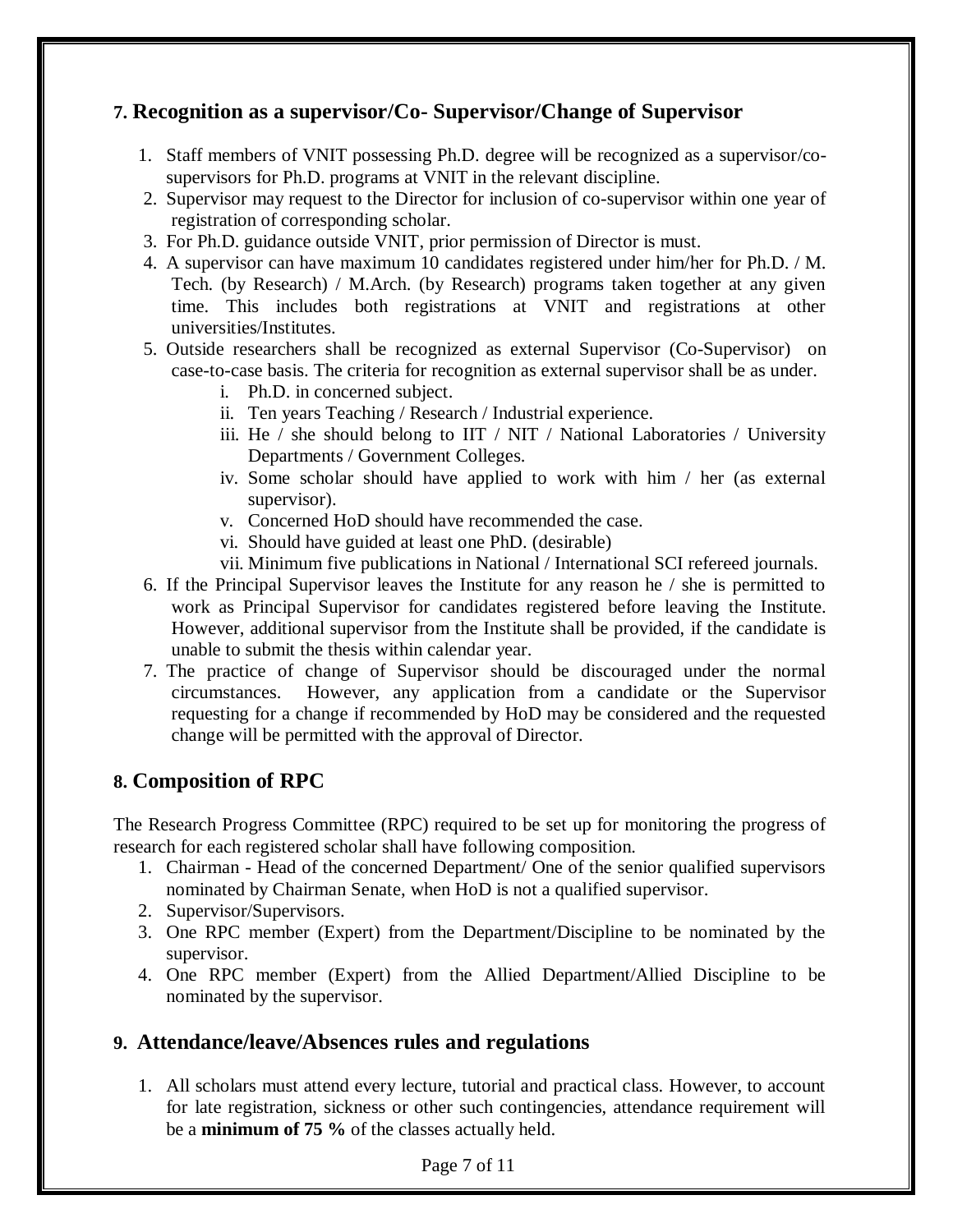## 7. Recognition as a supervisor/Co- Supervisor/Change of Supervisor

1. Staff members of VNIT possessing Ph.D. degree will be recognized as a supervisor/co-supervisors for Ph.D. programs at VNIT in the relevant discipline.
2. Supervisor may request to the Director for inclusion of co-supervisor within one year of registration of corresponding scholar.
3. For Ph.D. guidance outside VNIT, prior permission of Director is must.
4. A supervisor can have maximum 10 candidates registered under him/her for Ph.D. / M. Tech. (by Research) / M.Arch. (by Research) programs taken together at any given time. This includes both registrations at VNIT and registrations at other universities/Institutes.
5. Outside researchers shall be recognized as external Supervisor (Co-Supervisor) on case-to-case basis. The criteria for recognition as external supervisor shall be as under.
   1. Ph.D. in concerned subject.
   2. Ten years Teaching / Research / Industrial experience.
   3. He / she should belong to IIT / NIT / National Laboratories / University Departments / Government Colleges.
   4. Some scholar should have applied to work with him / her (as external supervisor).
   5. Concerned HoD should have recommended the case.
   6. Should have guided at least one PhD. (desirable)
   7. Minimum five publications in National / International SCI refereed journals.
6. If the Principal Supervisor leaves the Institute for any reason he / she is permitted to work as Principal Supervisor for candidates registered before leaving the Institute. However, additional supervisor from the Institute shall be provided, if the candidate is unable to submit the thesis within calendar year.
7. The practice of change of Supervisor should be discouraged under the normal circumstances. However, any application from a candidate or the Supervisor requesting for a change if recommended by HoD may be considered and the requested change will be permitted with the approval of Director.

## 8. Composition of RPC

The Research Progress Committee (RPC) required to be set up for monitoring the progress of research for each registered scholar shall have following composition.

1. Chairman - Head of the concerned Department/ One of the senior qualified supervisors nominated by Chairman Senate, when HoD is not a qualified supervisor.
2. Supervisor/Supervisors.
3. One RPC member (Expert) from the Department/Discipline to be nominated by the supervisor.
4. One RPC member (Expert) from the Allied Department/Allied Discipline to be nominated by the supervisor.

## 9. Attendance/leave/Absences rules and regulations

1. All scholars must attend every lecture, tutorial and practical class. However, to account for late registration, sickness or other such contingencies, attendance requirement will be a **minimum of 75 %** of the classes actually held.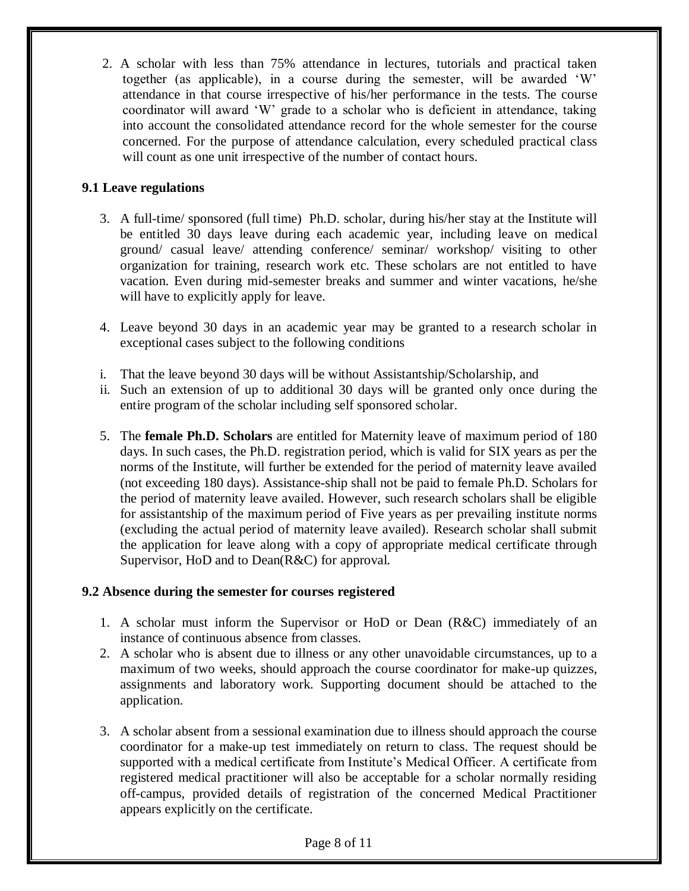2. A scholar with less than 75% attendance in lectures, tutorials and practical taken together (as applicable), in a course during the semester, will be awarded 'W' attendance in that course irrespective of his/her performance in the tests. The course coordinator will award 'W' grade to a scholar who is deficient in attendance, taking into account the consolidated attendance record for the whole semester for the course concerned. For the purpose of attendance calculation, every scheduled practical class will count as one unit irrespective of the number of contact hours.

### 9.1 Leave regulations

3. A full-time/ sponsored (full time) Ph.D. scholar, during his/her stay at the Institute will be entitled 30 days leave during each academic year, including leave on medical ground/ casual leave/ attending conference/ seminar/ workshop/ visiting to other organization for training, research work etc. These scholars are not entitled to have vacation. Even during mid-semester breaks and summer and winter vacations, he/she will have to explicitly apply for leave.

4. Leave beyond 30 days in an academic year may be granted to a research scholar in exceptional cases subject to the following conditions

i. That the leave beyond 30 days will be without Assistantship/Scholarship, and
ii. Such an extension of up to additional 30 days will be granted only once during the entire program of the scholar including self sponsored scholar.

5. The **female Ph.D. Scholars** are entitled for Maternity leave of maximum period of 180 days. In such cases, the Ph.D. registration period, which is valid for SIX years as per the norms of the Institute, will further be extended for the period of maternity leave availed (not exceeding 180 days). Assistance-ship shall not be paid to female Ph.D. Scholars for the period of maternity leave availed. However, such research scholars shall be eligible for assistantship of the maximum period of Five years as per prevailing institute norms (excluding the actual period of maternity leave availed). Research scholar shall submit the application for leave along with a copy of appropriate medical certificate through Supervisor, HoD and to Dean(R&C) for approval.

### 9.2 Absence during the semester for courses registered

1. A scholar must inform the Supervisor or HoD or Dean (R&C) immediately of an instance of continuous absence from classes.
2. A scholar who is absent due to illness or any other unavoidable circumstances, up to a maximum of two weeks, should approach the course coordinator for make-up quizzes, assignments and laboratory work. Supporting document should be attached to the application.

3. A scholar absent from a sessional examination due to illness should approach the course coordinator for a make-up test immediately on return to class. The request should be supported with a medical certificate from Institute's Medical Officer. A certificate from registered medical practitioner will also be acceptable for a scholar normally residing off-campus, provided details of registration of the concerned Medical Practitioner appears explicitly on the certificate.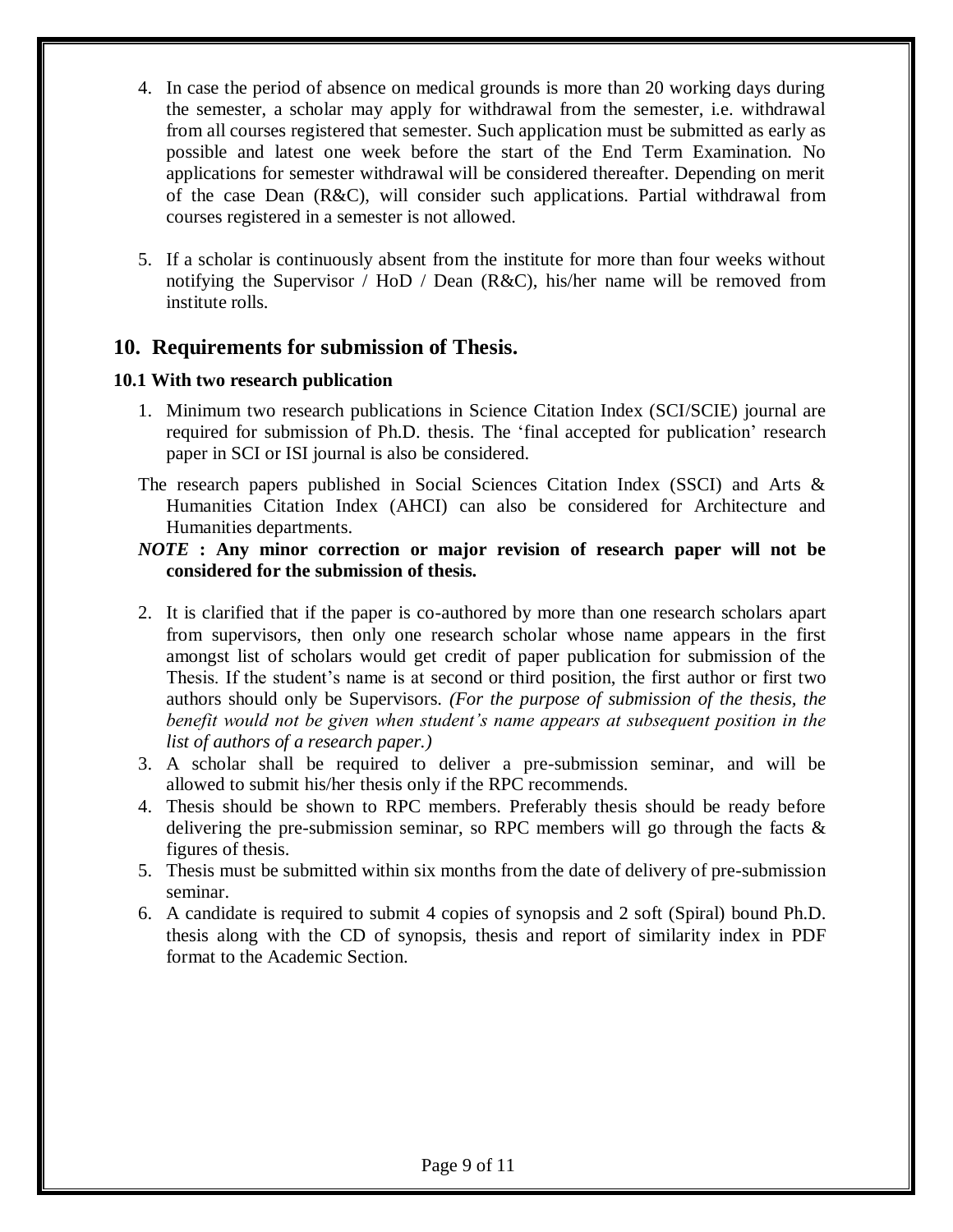4. In case the period of absence on medical grounds is more than 20 working days during the semester, a scholar may apply for withdrawal from the semester, i.e. withdrawal from all courses registered that semester. Such application must be submitted as early as possible and latest one week before the start of the End Term Examination. No applications for semester withdrawal will be considered thereafter. Depending on merit of the case Dean (R&C), will consider such applications. Partial withdrawal from courses registered in a semester is not allowed.

5. If a scholar is continuously absent from the institute for more than four weeks without notifying the Supervisor / HoD / Dean (R&C), his/her name will be removed from institute rolls.

## 10. Requirements for submission of Thesis.

### 10.1 With two research publication

1. Minimum two research publications in Science Citation Index (SCI/SCIE) journal are required for submission of Ph.D. thesis. The 'final accepted for publication' research paper in SCI or ISI journal is also be considered.

The research papers published in Social Sciences Citation Index (SSCI) and Arts & Humanities Citation Index (AHCI) can also be considered for Architecture and Humanities departments.

***NOTE*** **: Any minor correction or major revision of research paper will not be considered for the submission of thesis.**

2. It is clarified that if the paper is co-authored by more than one research scholars apart from supervisors, then only one research scholar whose name appears in the first amongst list of scholars would get credit of paper publication for submission of the Thesis. If the student's name is at second or third position, the first author or first two authors should only be Supervisors. *(For the purpose of submission of the thesis, the benefit would not be given when student's name appears at subsequent position in the list of authors of a research paper.)*
3. A scholar shall be required to deliver a pre-submission seminar, and will be allowed to submit his/her thesis only if the RPC recommends.
4. Thesis should be shown to RPC members. Preferably thesis should be ready before delivering the pre-submission seminar, so RPC members will go through the facts & figures of thesis.
5. Thesis must be submitted within six months from the date of delivery of pre-submission seminar.
6. A candidate is required to submit 4 copies of synopsis and 2 soft (Spiral) bound Ph.D. thesis along with the CD of synopsis, thesis and report of similarity index in PDF format to the Academic Section.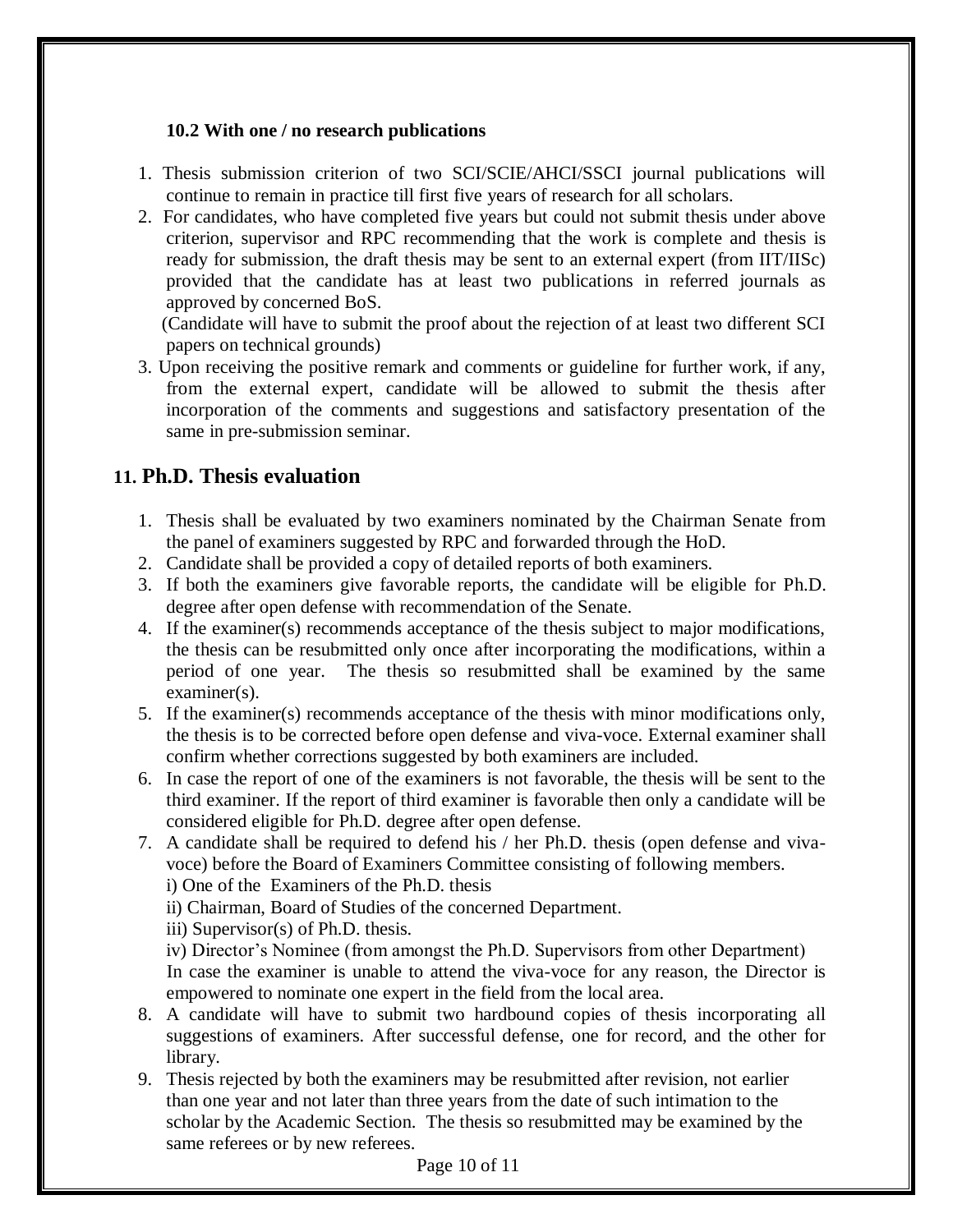### 10.2 With one / no research publications

1. Thesis submission criterion of two SCI/SCIE/AHCI/SSCI journal publications will continue to remain in practice till first five years of research for all scholars.
2. For candidates, who have completed five years but could not submit thesis under above criterion, supervisor and RPC recommending that the work is complete and thesis is ready for submission, the draft thesis may be sent to an external expert (from IIT/IISc) provided that the candidate has at least two publications in referred journals as approved by concerned BoS.
   (Candidate will have to submit the proof about the rejection of at least two different SCI papers on technical grounds)
3. Upon receiving the positive remark and comments or guideline for further work, if any, from the external expert, candidate will be allowed to submit the thesis after incorporation of the comments and suggestions and satisfactory presentation of the same in pre-submission seminar.

## 11. Ph.D. Thesis evaluation

1. Thesis shall be evaluated by two examiners nominated by the Chairman Senate from the panel of examiners suggested by RPC and forwarded through the HoD.
2. Candidate shall be provided a copy of detailed reports of both examiners.
3. If both the examiners give favorable reports, the candidate will be eligible for Ph.D. degree after open defense with recommendation of the Senate.
4. If the examiner(s) recommends acceptance of the thesis subject to major modifications, the thesis can be resubmitted only once after incorporating the modifications, within a period of one year. The thesis so resubmitted shall be examined by the same examiner(s).
5. If the examiner(s) recommends acceptance of the thesis with minor modifications only, the thesis is to be corrected before open defense and viva-voce. External examiner shall confirm whether corrections suggested by both examiners are included.
6. In case the report of one of the examiners is not favorable, the thesis will be sent to the third examiner. If the report of third examiner is favorable then only a candidate will be considered eligible for Ph.D. degree after open defense.
7. A candidate shall be required to defend his / her Ph.D. thesis (open defense and viva-voce) before the Board of Examiners Committee consisting of following members.
   i) One of the Examiners of the Ph.D. thesis
   ii) Chairman, Board of Studies of the concerned Department.
   iii) Supervisor(s) of Ph.D. thesis.
   iv) Director's Nominee (from amongst the Ph.D. Supervisors from other Department)
   In case the examiner is unable to attend the viva-voce for any reason, the Director is empowered to nominate one expert in the field from the local area.
8. A candidate will have to submit two hardbound copies of thesis incorporating all suggestions of examiners. After successful defense, one for record, and the other for library.
9. Thesis rejected by both the examiners may be resubmitted after revision, not earlier than one year and not later than three years from the date of such intimation to the scholar by the Academic Section. The thesis so resubmitted may be examined by the same referees or by new referees.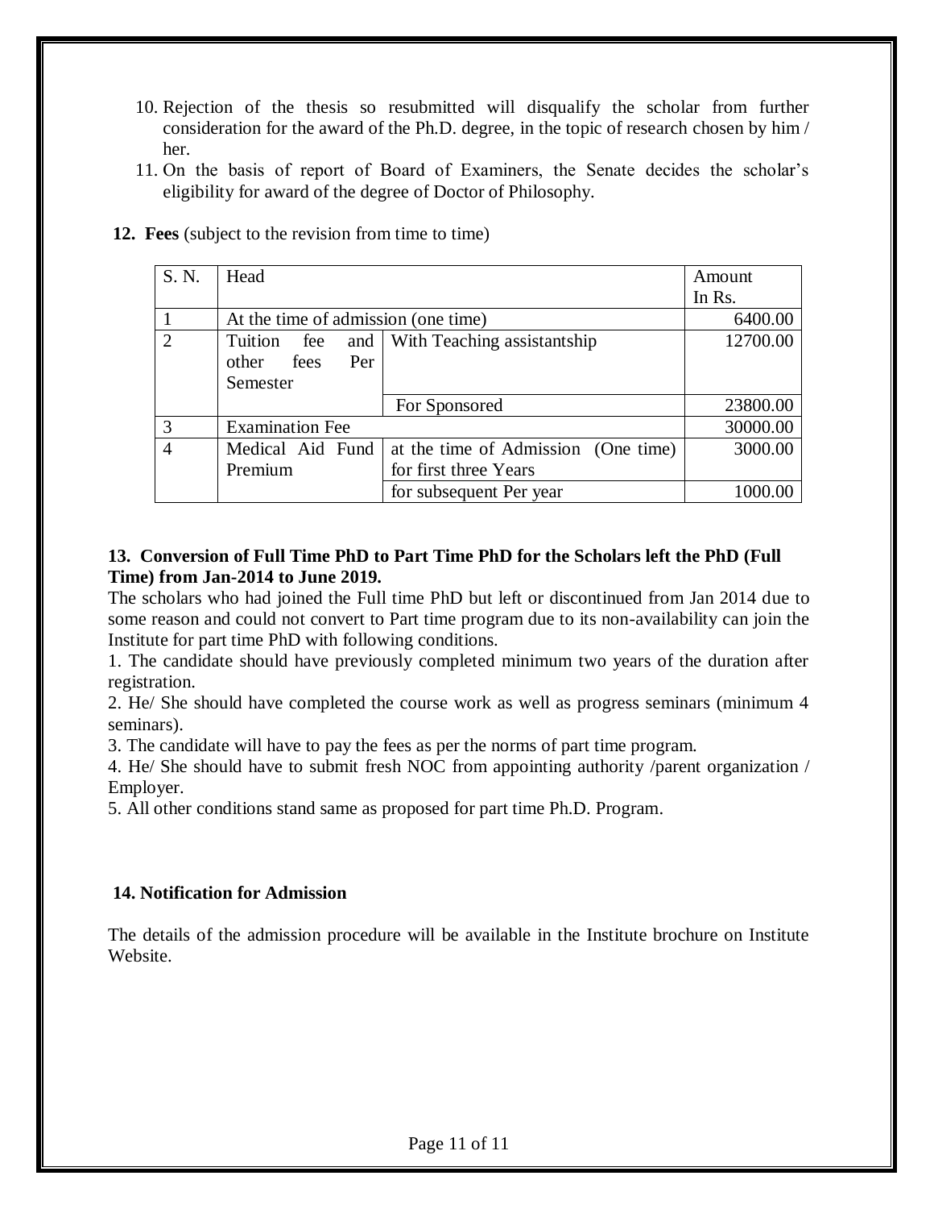10. Rejection of the thesis so resubmitted will disqualify the scholar from further consideration for the award of the Ph.D. degree, in the topic of research chosen by him / her.
11. On the basis of report of Board of Examiners, the Senate decides the scholar's eligibility for award of the degree of Doctor of Philosophy.

**12. Fees** (subject to the revision from time to time)

| S. N. | Head | | Amount In Rs. |
|---|---|---|---|
| 1 | At the time of admission (one time) | | 6400.00 |
| 2 | Tuition fee and other fees Per Semester | With Teaching assistantship | 12700.00 |
| | | For Sponsored | 23800.00 |
| 3 | Examination Fee | | 30000.00 |
| 4 | Medical Aid Fund Premium | at the time of Admission (One time) for first three Years | 3000.00 |
| | | for subsequent Per year | 1000.00 |

**13. Conversion of Full Time PhD to Part Time PhD for the Scholars left the PhD (Full Time) from Jan-2014 to June 2019.**

The scholars who had joined the Full time PhD but left or discontinued from Jan 2014 due to some reason and could not convert to Part time program due to its non-availability can join the Institute for part time PhD with following conditions.

1. The candidate should have previously completed minimum two years of the duration after registration.
2. He/ She should have completed the course work as well as progress seminars (minimum 4 seminars).
3. The candidate will have to pay the fees as per the norms of part time program.
4. He/ She should have to submit fresh NOC from appointing authority /parent organization / Employer.
5. All other conditions stand same as proposed for part time Ph.D. Program.

**14. Notification for Admission**

The details of the admission procedure will be available in the Institute brochure on Institute Website.